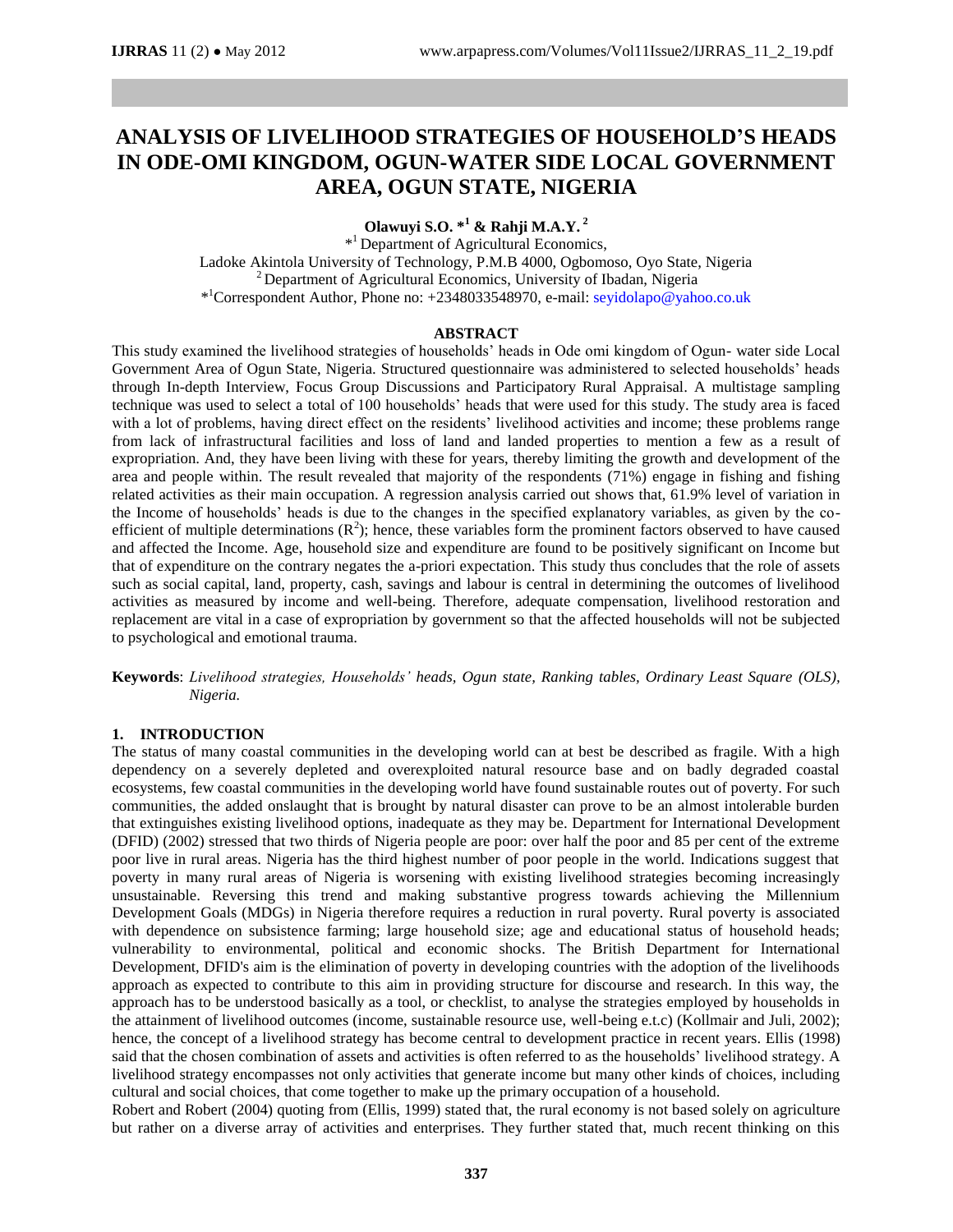# ANALYSIS OF LIVELIHOOD STRATEGIES OF HOUSEHOLD'S HEADS IN ODE-OMI KINGDOM, OGUN-WATER SIDE LOCAL GOVERNMENT AREA, OGUN STATE, NIGERIA

**Olawuyi S.O. *[1] & Rahji M.A.Y. [2]**

*[1] Department of Agricultural Economics,
Ladoke Akintola University of Technology, P.M.B 4000, Ogbomoso, Oyo State, Nigeria
[2] Department of Agricultural Economics, University of Ibadan, Nigeria
*[1]Correspondent Author, Phone no: +2348033548970, e-mail: seyidolapo@yahoo.co.uk

## ABSTRACT

This study examined the livelihood strategies of households' heads in Ode omi kingdom of Ogun- water side Local Government Area of Ogun State, Nigeria. Structured questionnaire was administered to selected households' heads through In-depth Interview, Focus Group Discussions and Participatory Rural Appraisal. A multistage sampling technique was used to select a total of 100 households' heads that were used for this study. The study area is faced with a lot of problems, having direct effect on the residents' livelihood activities and income; these problems range from lack of infrastructural facilities and loss of land and landed properties to mention a few as a result of expropriation. And, they have been living with these for years, thereby limiting the growth and development of the area and people within. The result revealed that majority of the respondents (71%) engage in fishing and fishing related activities as their main occupation. A regression analysis carried out shows that, 61.9% level of variation in the Income of households' heads is due to the changes in the specified explanatory variables, as given by the co-efficient of multiple determinations ($R^2$); hence, these variables form the prominent factors observed to have caused and affected the Income. Age, household size and expenditure are found to be positively significant on Income but that of expenditure on the contrary negates the a-priori expectation. This study thus concludes that the role of assets such as social capital, land, property, cash, savings and labour is central in determining the outcomes of livelihood activities as measured by income and well-being. Therefore, adequate compensation, livelihood restoration and replacement are vital in a case of expropriation by government so that the affected households will not be subjected to psychological and emotional trauma.

**Keywords**: *Livelihood strategies, Households' heads, Ogun state, Ranking tables, Ordinary Least Square (OLS), Nigeria.*

## 1. INTRODUCTION

The status of many coastal communities in the developing world can at best be described as fragile. With a high dependency on a severely depleted and overexploited natural resource base and on badly degraded coastal ecosystems, few coastal communities in the developing world have found sustainable routes out of poverty. For such communities, the added onslaught that is brought by natural disaster can prove to be an almost intolerable burden that extinguishes existing livelihood options, inadequate as they may be. Department for International Development (DFID) (2002) stressed that two thirds of Nigeria people are poor: over half the poor and 85 per cent of the extreme poor live in rural areas. Nigeria has the third highest number of poor people in the world. Indications suggest that poverty in many rural areas of Nigeria is worsening with existing livelihood strategies becoming increasingly unsustainable. Reversing this trend and making substantive progress towards achieving the Millennium Development Goals (MDGs) in Nigeria therefore requires a reduction in rural poverty. Rural poverty is associated with dependence on subsistence farming; large household size; age and educational status of household heads; vulnerability to environmental, political and economic shocks. The British Department for International Development, DFID's aim is the elimination of poverty in developing countries with the adoption of the livelihoods approach as expected to contribute to this aim in providing structure for discourse and research. In this way, the approach has to be understood basically as a tool, or checklist, to analyse the strategies employed by households in the attainment of livelihood outcomes (income, sustainable resource use, well-being e.t.c) (Kollmair and Juli, 2002); hence, the concept of a livelihood strategy has become central to development practice in recent years. Ellis (1998) said that the chosen combination of assets and activities is often referred to as the households' livelihood strategy. A livelihood strategy encompasses not only activities that generate income but many other kinds of choices, including cultural and social choices, that come together to make up the primary occupation of a household.

Robert and Robert (2004) quoting from (Ellis, 1999) stated that, the rural economy is not based solely on agriculture but rather on a diverse array of activities and enterprises. They further stated that, much recent thinking on this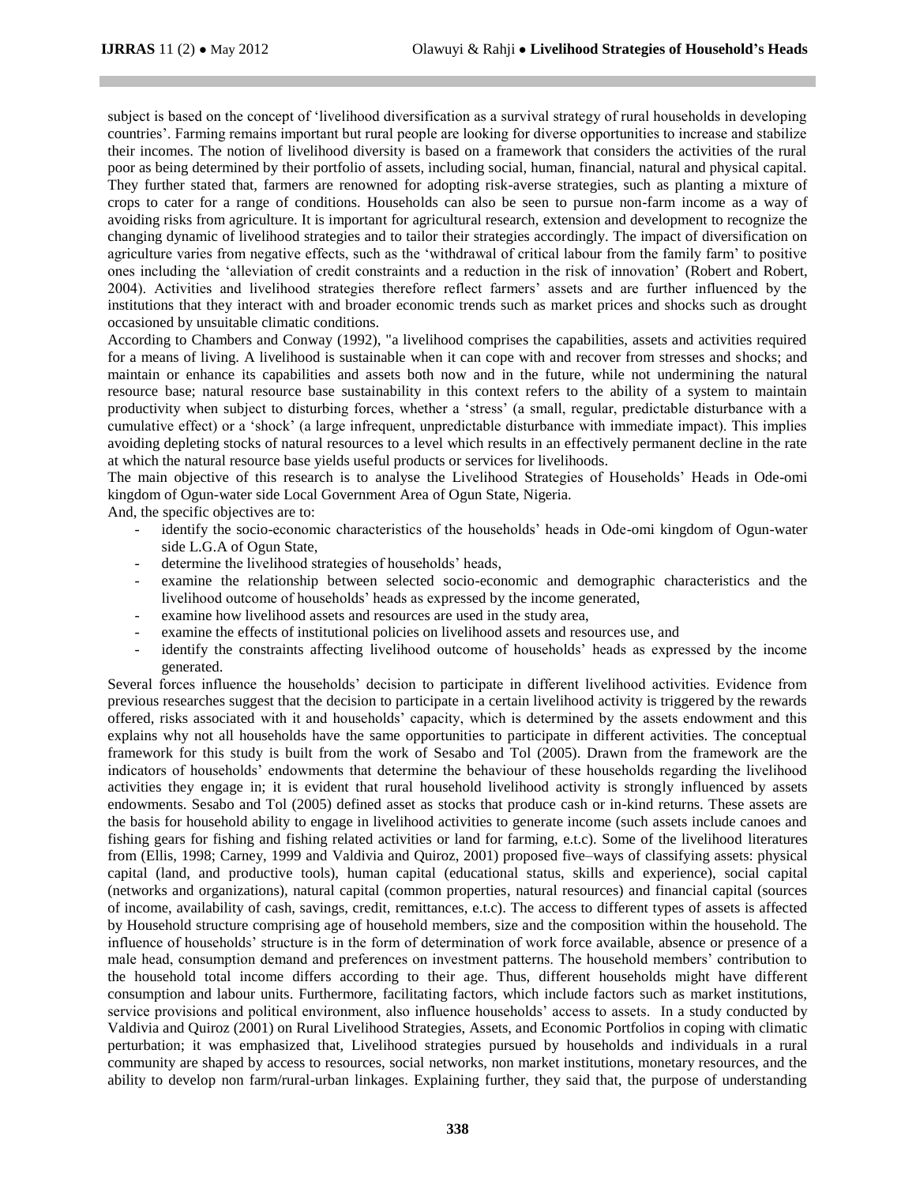subject is based on the concept of 'livelihood diversification as a survival strategy of rural households in developing countries'. Farming remains important but rural people are looking for diverse opportunities to increase and stabilize their incomes. The notion of livelihood diversity is based on a framework that considers the activities of the rural poor as being determined by their portfolio of assets, including social, human, financial, natural and physical capital. They further stated that, farmers are renowned for adopting risk-averse strategies, such as planting a mixture of crops to cater for a range of conditions. Households can also be seen to pursue non-farm income as a way of avoiding risks from agriculture. It is important for agricultural research, extension and development to recognize the changing dynamic of livelihood strategies and to tailor their strategies accordingly. The impact of diversification on agriculture varies from negative effects, such as the 'withdrawal of critical labour from the family farm' to positive ones including the 'alleviation of credit constraints and a reduction in the risk of innovation' (Robert and Robert, 2004). Activities and livelihood strategies therefore reflect farmers' assets and are further influenced by the institutions that they interact with and broader economic trends such as market prices and shocks such as drought occasioned by unsuitable climatic conditions.

According to Chambers and Conway (1992), "a livelihood comprises the capabilities, assets and activities required for a means of living. A livelihood is sustainable when it can cope with and recover from stresses and shocks; and maintain or enhance its capabilities and assets both now and in the future, while not undermining the natural resource base; natural resource base sustainability in this context refers to the ability of a system to maintain productivity when subject to disturbing forces, whether a 'stress' (a small, regular, predictable disturbance with a cumulative effect) or a 'shock' (a large infrequent, unpredictable disturbance with immediate impact). This implies avoiding depleting stocks of natural resources to a level which results in an effectively permanent decline in the rate at which the natural resource base yields useful products or services for livelihoods.

The main objective of this research is to analyse the Livelihood Strategies of Households' Heads in Ode-omi kingdom of Ogun-water side Local Government Area of Ogun State, Nigeria.

And, the specific objectives are to:

- identify the socio-economic characteristics of the households' heads in Ode-omi kingdom of Ogun-water side L.G.A of Ogun State,
- determine the livelihood strategies of households' heads,
- examine the relationship between selected socio-economic and demographic characteristics and the livelihood outcome of households' heads as expressed by the income generated,
- examine how livelihood assets and resources are used in the study area,
- examine the effects of institutional policies on livelihood assets and resources use, and
- identify the constraints affecting livelihood outcome of households' heads as expressed by the income generated.

Several forces influence the households' decision to participate in different livelihood activities. Evidence from previous researches suggest that the decision to participate in a certain livelihood activity is triggered by the rewards offered, risks associated with it and households' capacity, which is determined by the assets endowment and this explains why not all households have the same opportunities to participate in different activities. The conceptual framework for this study is built from the work of Sesabo and Tol (2005). Drawn from the framework are the indicators of households' endowments that determine the behaviour of these households regarding the livelihood activities they engage in; it is evident that rural household livelihood activity is strongly influenced by assets endowments. Sesabo and Tol (2005) defined asset as stocks that produce cash or in-kind returns. These assets are the basis for household ability to engage in livelihood activities to generate income (such assets include canoes and fishing gears for fishing and fishing related activities or land for farming, e.t.c). Some of the livelihood literatures from (Ellis, 1998; Carney, 1999 and Valdivia and Quiroz, 2001) proposed five–ways of classifying assets: physical capital (land, and productive tools), human capital (educational status, skills and experience), social capital (networks and organizations), natural capital (common properties, natural resources) and financial capital (sources of income, availability of cash, savings, credit, remittances, e.t.c). The access to different types of assets is affected by Household structure comprising age of household members, size and the composition within the household. The influence of households' structure is in the form of determination of work force available, absence or presence of a male head, consumption demand and preferences on investment patterns. The household members' contribution to the household total income differs according to their age. Thus, different households might have different consumption and labour units. Furthermore, facilitating factors, which include factors such as market institutions, service provisions and political environment, also influence households' access to assets. In a study conducted by Valdivia and Quiroz (2001) on Rural Livelihood Strategies, Assets, and Economic Portfolios in coping with climatic perturbation; it was emphasized that, Livelihood strategies pursued by households and individuals in a rural community are shaped by access to resources, social networks, non market institutions, monetary resources, and the ability to develop non farm/rural-urban linkages. Explaining further, they said that, the purpose of understanding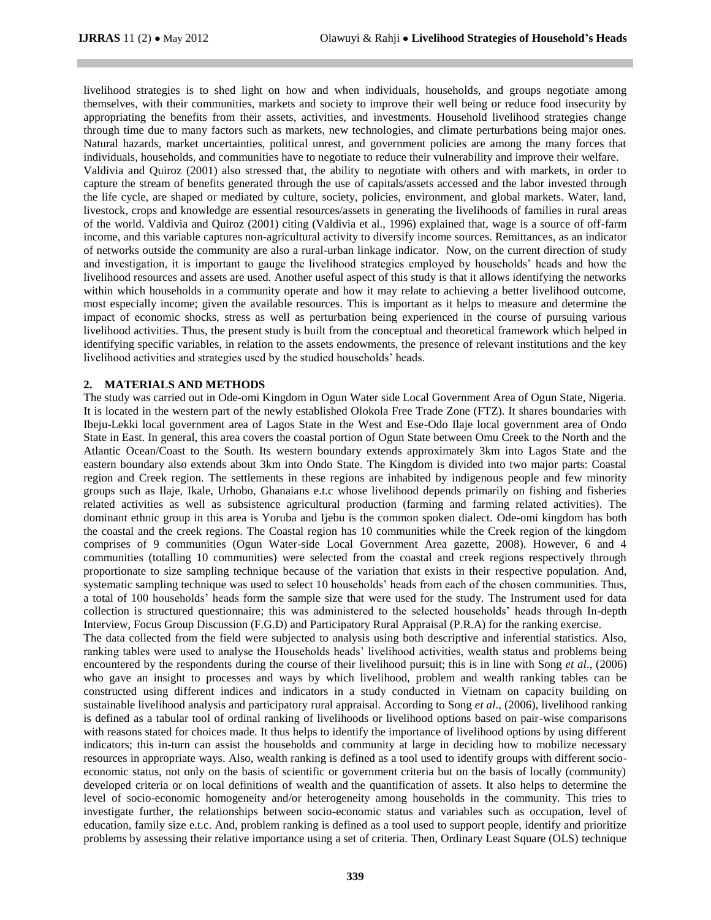livelihood strategies is to shed light on how and when individuals, households, and groups negotiate among themselves, with their communities, markets and society to improve their well being or reduce food insecurity by appropriating the benefits from their assets, activities, and investments. Household livelihood strategies change through time due to many factors such as markets, new technologies, and climate perturbations being major ones. Natural hazards, market uncertainties, political unrest, and government policies are among the many forces that individuals, households, and communities have to negotiate to reduce their vulnerability and improve their welfare.

Valdivia and Quiroz (2001) also stressed that, the ability to negotiate with others and with markets, in order to capture the stream of benefits generated through the use of capitals/assets accessed and the labor invested through the life cycle, are shaped or mediated by culture, society, policies, environment, and global markets. Water, land, livestock, crops and knowledge are essential resources/assets in generating the livelihoods of families in rural areas of the world. Valdivia and Quiroz (2001) citing (Valdivia et al., 1996) explained that, wage is a source of off-farm income, and this variable captures non-agricultural activity to diversify income sources. Remittances, as an indicator of networks outside the community are also a rural-urban linkage indicator. Now, on the current direction of study and investigation, it is important to gauge the livelihood strategies employed by households' heads and how the livelihood resources and assets are used. Another useful aspect of this study is that it allows identifying the networks within which households in a community operate and how it may relate to achieving a better livelihood outcome, most especially income; given the available resources. This is important as it helps to measure and determine the impact of economic shocks, stress as well as perturbation being experienced in the course of pursuing various livelihood activities. Thus, the present study is built from the conceptual and theoretical framework which helped in identifying specific variables, in relation to the assets endowments, the presence of relevant institutions and the key livelihood activities and strategies used by the studied households' heads.

## 2. MATERIALS AND METHODS

The study was carried out in Ode-omi Kingdom in Ogun Water side Local Government Area of Ogun State, Nigeria. It is located in the western part of the newly established Olokola Free Trade Zone (FTZ). It shares boundaries with Ibeju-Lekki local government area of Lagos State in the West and Ese-Odo Ilaje local government area of Ondo State in East. In general, this area covers the coastal portion of Ogun State between Omu Creek to the North and the Atlantic Ocean/Coast to the South. Its western boundary extends approximately 3km into Lagos State and the eastern boundary also extends about 3km into Ondo State. The Kingdom is divided into two major parts: Coastal region and Creek region. The settlements in these regions are inhabited by indigenous people and few minority groups such as Ilaje, Ikale, Urhobo, Ghanaians e.t.c whose livelihood depends primarily on fishing and fisheries related activities as well as subsistence agricultural production (farming and farming related activities). The dominant ethnic group in this area is Yoruba and Ijebu is the common spoken dialect. Ode-omi kingdom has both the coastal and the creek regions. The Coastal region has 10 communities while the Creek region of the kingdom comprises of 9 communities (Ogun Water-side Local Government Area gazette, 2008). However, 6 and 4 communities (totalling 10 communities) were selected from the coastal and creek regions respectively through proportionate to size sampling technique because of the variation that exists in their respective population. And, systematic sampling technique was used to select 10 households' heads from each of the chosen communities. Thus, a total of 100 households' heads form the sample size that were used for the study. The Instrument used for data collection is structured questionnaire; this was administered to the selected households' heads through In-depth Interview, Focus Group Discussion (F.G.D) and Participatory Rural Appraisal (P.R.A) for the ranking exercise.

The data collected from the field were subjected to analysis using both descriptive and inferential statistics. Also, ranking tables were used to analyse the Households heads' livelihood activities, wealth status and problems being encountered by the respondents during the course of their livelihood pursuit; this is in line with Song *et al*., (2006) who gave an insight to processes and ways by which livelihood, problem and wealth ranking tables can be constructed using different indices and indicators in a study conducted in Vietnam on capacity building on sustainable livelihood analysis and participatory rural appraisal. According to Song *et al*., (2006), livelihood ranking is defined as a tabular tool of ordinal ranking of livelihoods or livelihood options based on pair-wise comparisons with reasons stated for choices made. It thus helps to identify the importance of livelihood options by using different indicators; this in-turn can assist the households and community at large in deciding how to mobilize necessary resources in appropriate ways. Also, wealth ranking is defined as a tool used to identify groups with different socio-economic status, not only on the basis of scientific or government criteria but on the basis of locally (community) developed criteria or on local definitions of wealth and the quantification of assets. It also helps to determine the level of socio-economic homogeneity and/or heterogeneity among households in the community. This tries to investigate further, the relationships between socio-economic status and variables such as occupation, level of education, family size e.t.c. And, problem ranking is defined as a tool used to support people, identify and prioritize problems by assessing their relative importance using a set of criteria. Then, Ordinary Least Square (OLS) technique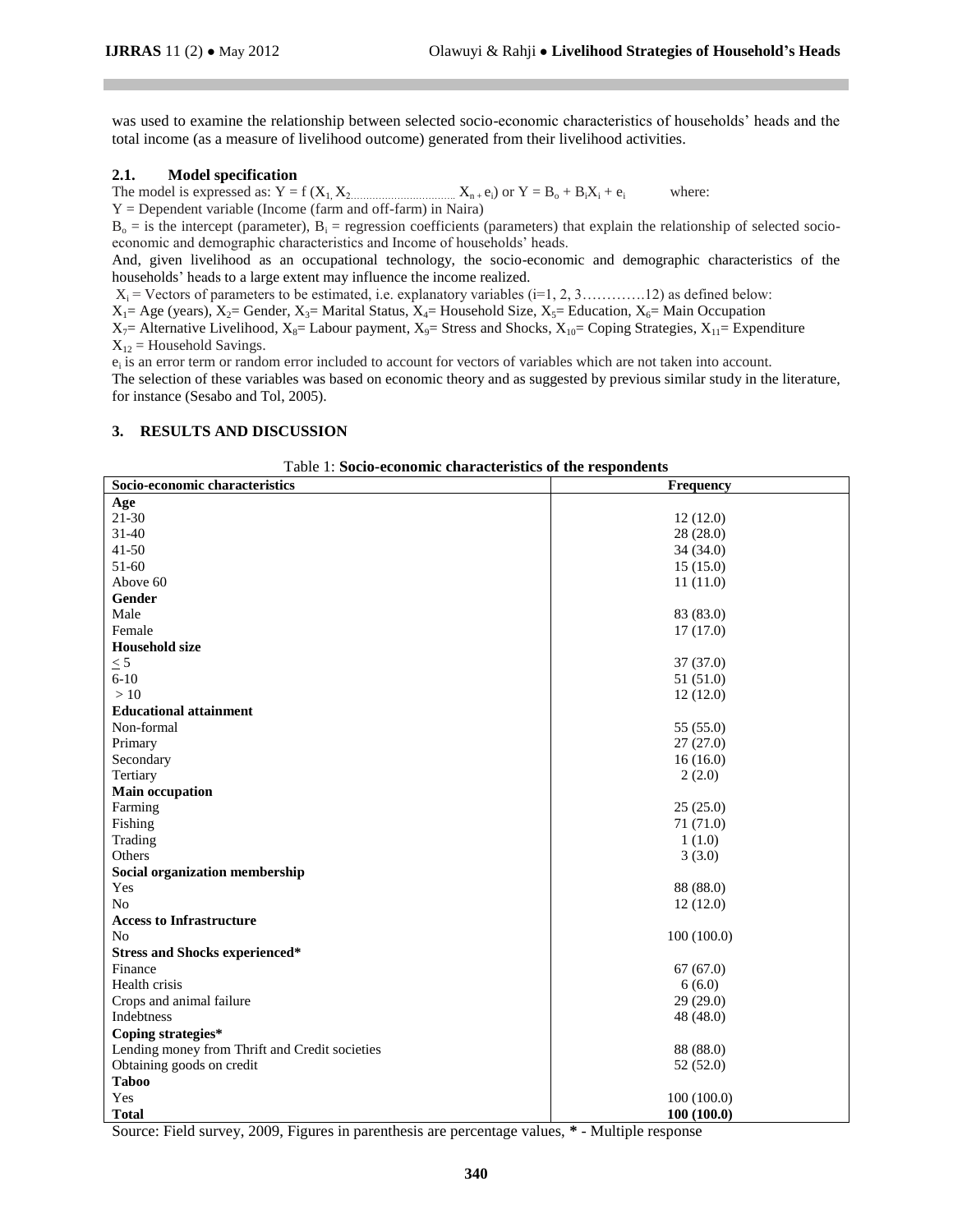was used to examine the relationship between selected socio-economic characteristics of households' heads and the total income (as a measure of livelihood outcome) generated from their livelihood activities.

### 2.1. Model specification

The model is expressed as: $Y = f(X_1, X_2 \ldots\ldots\ldots\ldots\ldots\ldots X_{n} + e_i)$ or $Y = B_o + B_iX_i + e_i$ where:

Y = Dependent variable (Income (farm and off-farm) in Naira)

$B_o$ = is the intercept (parameter), $B_i$ = regression coefficients (parameters) that explain the relationship of selected socio-economic and demographic characteristics and Income of households' heads.

And, given livelihood as an occupational technology, the socio-economic and demographic characteristics of the households' heads to a large extent may influence the income realized.

$X_i$ = Vectors of parameters to be estimated, i.e. explanatory variables (i=1, 2, 3………….12) as defined below:

$X_1$= Age (years), $X_2$= Gender, $X_3$= Marital Status, $X_4$= Household Size, $X_5$= Education, $X_6$= Main Occupation

$X_7$= Alternative Livelihood, $X_8$= Labour payment, $X_9$= Stress and Shocks, $X_{10}$= Coping Strategies, $X_{11}$= Expenditure

$X_{12}$ = Household Savings.

$e_i$ is an error term or random error included to account for vectors of variables which are not taken into account.

The selection of these variables was based on economic theory and as suggested by previous similar study in the literature, for instance (Sesabo and Tol, 2005).

## 3. RESULTS AND DISCUSSION

Table 1: **Socio-economic characteristics of the respondents**

| Socio-economic characteristics | Frequency |
|---|---|
| **Age** | |
| 21-30 | 12 (12.0) |
| 31-40 | 28 (28.0) |
| 41-50 | 34 (34.0) |
| 51-60 | 15 (15.0) |
| Above 60 | 11 (11.0) |
| **Gender** | |
| Male | 83 (83.0) |
| Female | 17 (17.0) |
| **Household size** | |
| ≤ 5 | 37 (37.0) |
| 6-10 | 51 (51.0) |
| > 10 | 12 (12.0) |
| **Educational attainment** | |
| Non-formal | 55 (55.0) |
| Primary | 27 (27.0) |
| Secondary | 16 (16.0) |
| Tertiary | 2 (2.0) |
| **Main occupation** | |
| Farming | 25 (25.0) |
| Fishing | 71 (71.0) |
| Trading | 1 (1.0) |
| Others | 3 (3.0) |
| **Social organization membership** | |
| Yes | 88 (88.0) |
| No | 12 (12.0) |
| **Access to Infrastructure** | |
| No | 100 (100.0) |
| **Stress and Shocks experienced*** | |
| Finance | 67 (67.0) |
| Health crisis | 6 (6.0) |
| Crops and animal failure | 29 (29.0) |
| Indebtness | 48 (48.0) |
| **Coping strategies*** | |
| Lending money from Thrift and Credit societies | 88 (88.0) |
| Obtaining goods on credit | 52 (52.0) |
| **Taboo** | |
| Yes | 100 (100.0) |
| **Total** | **100 (100.0)** |

Source: Field survey, 2009, Figures in parenthesis are percentage values, * - Multiple response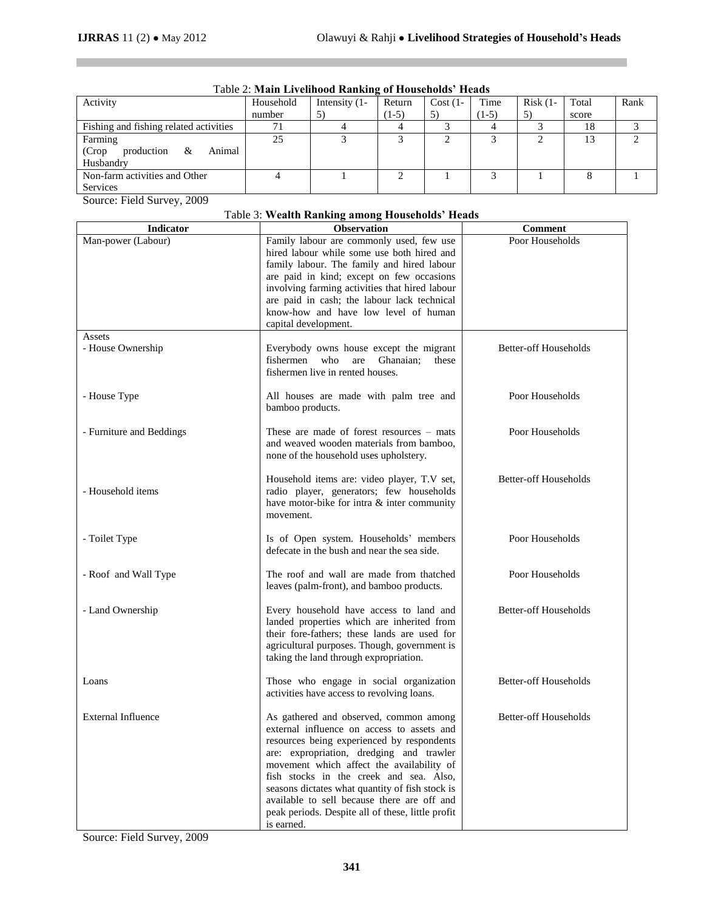Table 2: **Main Livelihood Ranking of Households' Heads**

| Activity | Household number | Intensity (1-5) | Return (1-5) | Cost (1-5) | Time (1-5) | Risk (1-5) | Total score | Rank |
|---|---|---|---|---|---|---|---|---|
| Fishing and fishing related activities | 71 | 4 | 4 | 3 | 4 | 3 | 18 | 3 |
| Farming (Crop production & Animal Husbandry | 25 | 3 | 3 | 2 | 3 | 2 | 13 | 2 |
| Non-farm activities and Other Services | 4 | 1 | 2 | 1 | 3 | 1 | 8 | 1 |

Source: Field Survey, 2009

Table 3: **Wealth Ranking among Households' Heads**

| Indicator | Observation | Comment |
|---|---|---|
| Man-power (Labour) | Family labour are commonly used, few use hired labour while some use both hired and family labour. The family and hired labour are paid in kind; except on few occasions involving farming activities that hired labour are paid in cash; the labour lack technical know-how and have low level of human capital development. | Poor Households |
| Assets | | |
| - House Ownership | Everybody owns house except the migrant fishermen who are Ghanaian; these fishermen live in rented houses. | Better-off Households |
| - House Type | All houses are made with palm tree and bamboo products. | Poor Households |
| - Furniture and Beddings | These are made of forest resources – mats and weaved wooden materials from bamboo, none of the household uses upholstery. | Poor Households |
| - Household items | Household items are: video player, T.V set, radio player, generators; few households have motor-bike for intra & inter community movement. | Better-off Households |
| - Toilet Type | Is of Open system. Households' members defecate in the bush and near the sea side. | Poor Households |
| - Roof and Wall Type | The roof and wall are made from thatched leaves (palm-front), and bamboo products. | Poor Households |
| - Land Ownership | Every household have access to land and landed properties which are inherited from their fore-fathers; these lands are used for agricultural purposes. Though, government is taking the land through expropriation. | Better-off Households |
| Loans | Those who engage in social organization activities have access to revolving loans. | Better-off Households |
| External Influence | As gathered and observed, common among external influence on access to assets and resources being experienced by respondents are: expropriation, dredging and trawler movement which affect the availability of fish stocks in the creek and sea. Also, seasons dictates what quantity of fish stock is available to sell because there are off and peak periods. Despite all of these, little profit is earned. | Better-off Households |

Source: Field Survey, 2009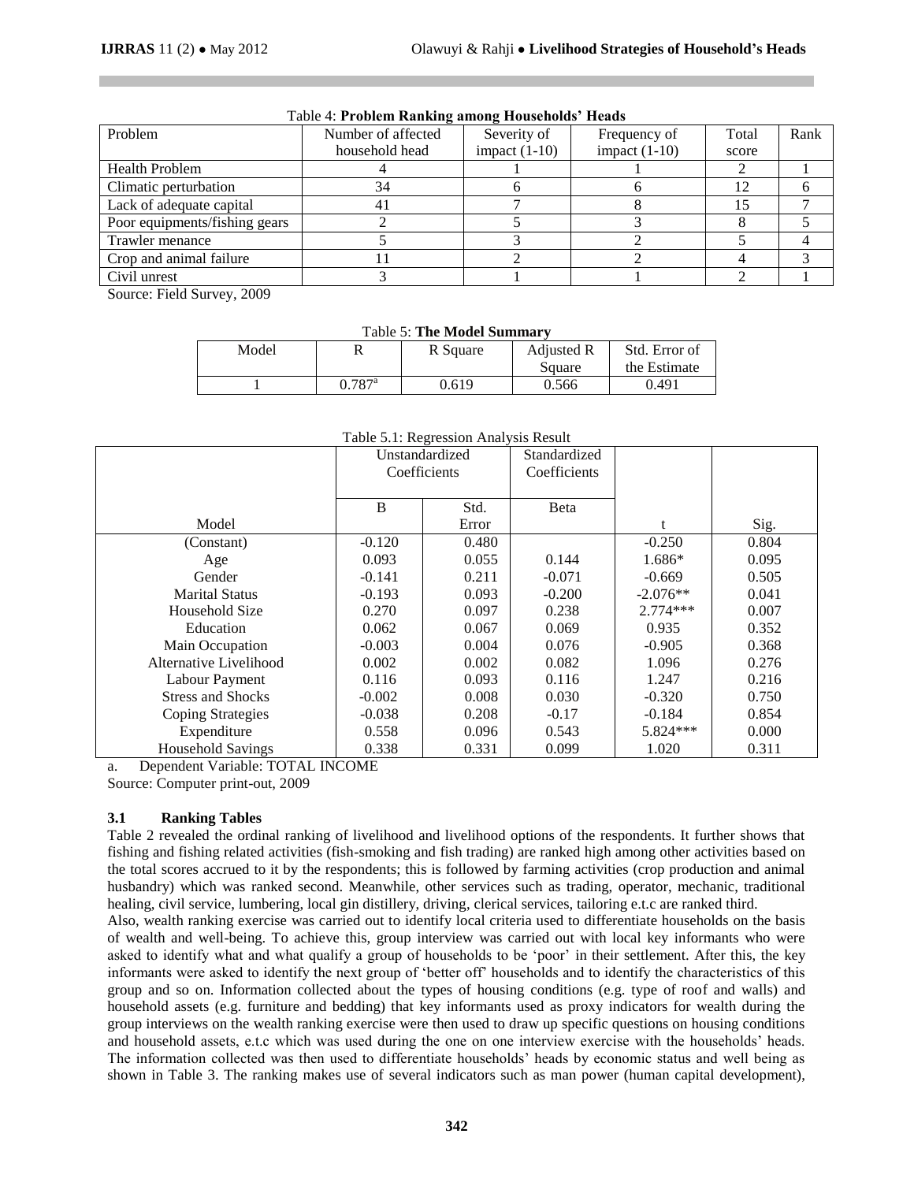Table 4: **Problem Ranking among Households' Heads**

| Problem | Number of affected household head | Severity of impact (1-10) | Frequency of impact (1-10) | Total score | Rank |
|---|---|---|---|---|---|
| Health Problem | 4 | 1 | 1 | 2 | 1 |
| Climatic perturbation | 34 | 6 | 6 | 12 | 6 |
| Lack of adequate capital | 41 | 7 | 8 | 15 | 7 |
| Poor equipments/fishing gears | 2 | 5 | 3 | 8 | 5 |
| Trawler menance | 5 | 3 | 2 | 5 | 4 |
| Crop and animal failure | 11 | 2 | 2 | 4 | 3 |
| Civil unrest | 3 | 1 | 1 | 2 | 1 |

Source: Field Survey, 2009

Table 5: **The Model Summary**

| Model | R | R Square | Adjusted R Square | Std. Error of the Estimate |
|---|---|---|---|---|
| 1 | 0.787[a] | 0.619 | 0.566 | 0.491 |

Table 5.1: Regression Analysis Result

| Model | Unstandardized Coefficients B | Unstandardized Coefficients Std. Error | Standardized Coefficients Beta | t | Sig. |
|---|---|---|---|---|---|
| (Constant) | -0.120 | 0.480 | | -0.250 | 0.804 |
| Age | 0.093 | 0.055 | 0.144 | 1.686* | 0.095 |
| Gender | -0.141 | 0.211 | -0.071 | -0.669 | 0.505 |
| Marital Status | -0.193 | 0.093 | -0.200 | -2.076** | 0.041 |
| Household Size | 0.270 | 0.097 | 0.238 | 2.774*** | 0.007 |
| Education | 0.062 | 0.067 | 0.069 | 0.935 | 0.352 |
| Main Occupation | -0.003 | 0.004 | 0.076 | -0.905 | 0.368 |
| Alternative Livelihood | 0.002 | 0.002 | 0.082 | 1.096 | 0.276 |
| Labour Payment | 0.116 | 0.093 | 0.116 | 1.247 | 0.216 |
| Stress and Shocks | -0.002 | 0.008 | 0.030 | -0.320 | 0.750 |
| Coping Strategies | -0.038 | 0.208 | -0.17 | -0.184 | 0.854 |
| Expenditure | 0.558 | 0.096 | 0.543 | 5.824*** | 0.000 |
| Household Savings | 0.338 | 0.331 | 0.099 | 1.020 | 0.311 |

a. Dependent Variable: TOTAL INCOME

Source: Computer print-out, 2009

### 3.1 Ranking Tables

Table 2 revealed the ordinal ranking of livelihood and livelihood options of the respondents. It further shows that fishing and fishing related activities (fish-smoking and fish trading) are ranked high among other activities based on the total scores accrued to it by the respondents; this is followed by farming activities (crop production and animal husbandry) which was ranked second. Meanwhile, other services such as trading, operator, mechanic, traditional healing, civil service, lumbering, local gin distillery, driving, clerical services, tailoring e.t.c are ranked third.

Also, wealth ranking exercise was carried out to identify local criteria used to differentiate households on the basis of wealth and well-being. To achieve this, group interview was carried out with local key informants who were asked to identify what and what qualify a group of households to be 'poor' in their settlement. After this, the key informants were asked to identify the next group of 'better off' households and to identify the characteristics of this group and so on. Information collected about the types of housing conditions (e.g. type of roof and walls) and household assets (e.g. furniture and bedding) that key informants used as proxy indicators for wealth during the group interviews on the wealth ranking exercise were then used to draw up specific questions on housing conditions and household assets, e.t.c which was used during the one on one interview exercise with the households' heads. The information collected was then used to differentiate households' heads by economic status and well being as shown in Table 3. The ranking makes use of several indicators such as man power (human capital development),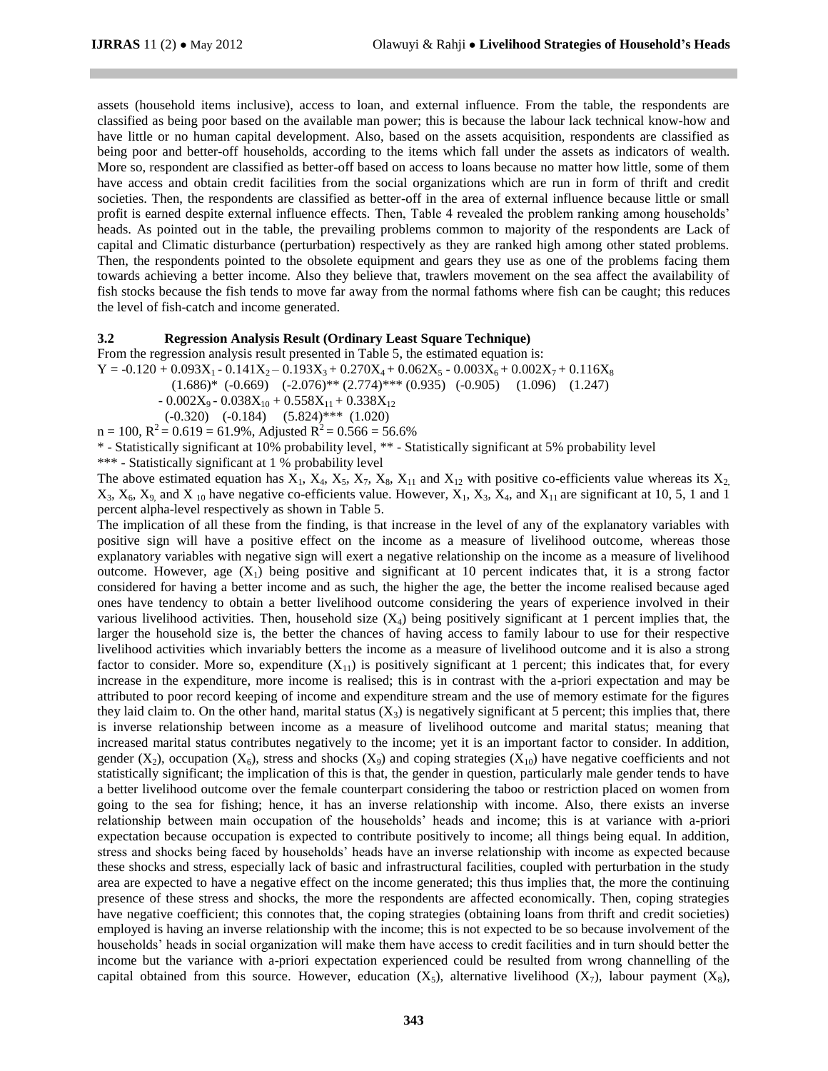assets (household items inclusive), access to loan, and external influence. From the table, the respondents are classified as being poor based on the available man power; this is because the labour lack technical know-how and have little or no human capital development. Also, based on the assets acquisition, respondents are classified as being poor and better-off households, according to the items which fall under the assets as indicators of wealth. More so, respondent are classified as better-off based on access to loans because no matter how little, some of them have access and obtain credit facilities from the social organizations which are run in form of thrift and credit societies. Then, the respondents are classified as better-off in the area of external influence because little or small profit is earned despite external influence effects. Then, Table 4 revealed the problem ranking among households' heads. As pointed out in the table, the prevailing problems common to majority of the respondents are Lack of capital and Climatic disturbance (perturbation) respectively as they are ranked high among other stated problems. Then, the respondents pointed to the obsolete equipment and gears they use as one of the problems facing them towards achieving a better income. Also they believe that, trawlers movement on the sea affect the availability of fish stocks because the fish tends to move far away from the normal fathoms where fish can be caught; this reduces the level of fish-catch and income generated.

### 3.2 Regression Analysis Result (Ordinary Least Square Technique)

From the regression analysis result presented in Table 5, the estimated equation is:

$$Y = -0.120 + 0.093X_1 - 0.141X_2 - 0.193X_3 + 0.270X_4 + 0.062X_5 - 0.003X_6 + 0.002X_7 + 0.116X_8$$
$$(1.686)^{*} \quad (-0.669) \quad (-2.076)^{**} \quad (2.774)^{***} \quad (0.935) \quad (-0.905) \quad (1.096) \quad (1.247)$$
$$- 0.002X_9 - 0.038X_{10} + 0.558X_{11} + 0.338X_{12}$$
$$(-0.320) \quad (-0.184) \quad (5.824)^{***} \quad (1.020)$$

$n = 100$, $R^2 = 0.619 = 61.9\%$, Adjusted $R^2 = 0.566 = 56.6\%$

\* - Statistically significant at 10% probability level, ** - Statistically significant at 5% probability level

*** - Statistically significant at 1 % probability level

The above estimated equation has $X_1$, $X_4$, $X_5$, $X_7$, $X_8$, $X_{11}$ and $X_{12}$ with positive co-efficients value whereas its $X_2$, $X_3$, $X_6$, $X_9$, and $X_{10}$ have negative co-efficients value. However, $X_1$, $X_3$, $X_4$, and $X_{11}$ are significant at 10, 5, 1 and 1 percent alpha-level respectively as shown in Table 5.

The implication of all these from the finding, is that increase in the level of any of the explanatory variables with positive sign will have a positive effect on the income as a measure of livelihood outcome, whereas those explanatory variables with negative sign will exert a negative relationship on the income as a measure of livelihood outcome. However, age ($X_1$) being positive and significant at 10 percent indicates that, it is a strong factor considered for having a better income and as such, the higher the age, the better the income realised because aged ones have tendency to obtain a better livelihood outcome considering the years of experience involved in their various livelihood activities. Then, household size ($X_4$) being positively significant at 1 percent implies that, the larger the household size is, the better the chances of having access to family labour to use for their respective livelihood activities which invariably betters the income as a measure of livelihood outcome and it is also a strong factor to consider. More so, expenditure ($X_{11}$) is positively significant at 1 percent; this indicates that, for every increase in the expenditure, more income is realised; this is in contrast with the a-priori expectation and may be attributed to poor record keeping of income and expenditure stream and the use of memory estimate for the figures they laid claim to. On the other hand, marital status ($X_3$) is negatively significant at 5 percent; this implies that, there is inverse relationship between income as a measure of livelihood outcome and marital status; meaning that increased marital status contributes negatively to the income; yet it is an important factor to consider. In addition, gender ($X_2$), occupation ($X_6$), stress and shocks ($X_9$) and coping strategies ($X_{10}$) have negative coefficients and not statistically significant; the implication of this is that, the gender in question, particularly male gender tends to have a better livelihood outcome over the female counterpart considering the taboo or restriction placed on women from going to the sea for fishing; hence, it has an inverse relationship with income. Also, there exists an inverse relationship between main occupation of the households' heads and income; this is at variance with a-priori expectation because occupation is expected to contribute positively to income; all things being equal. In addition, stress and shocks being faced by households' heads have an inverse relationship with income as expected because these shocks and stress, especially lack of basic and infrastructural facilities, coupled with perturbation in the study area are expected to have a negative effect on the income generated; this thus implies that, the more the continuing presence of these stress and shocks, the more the respondents are affected economically. Then, coping strategies have negative coefficient; this connotes that, the coping strategies (obtaining loans from thrift and credit societies) employed is having an inverse relationship with the income; this is not expected to be so because involvement of the households' heads in social organization will make them have access to credit facilities and in turn should better the income but the variance with a-priori expectation experienced could be resulted from wrong channelling of the capital obtained from this source. However, education ($X_5$), alternative livelihood ($X_7$), labour payment ($X_8$),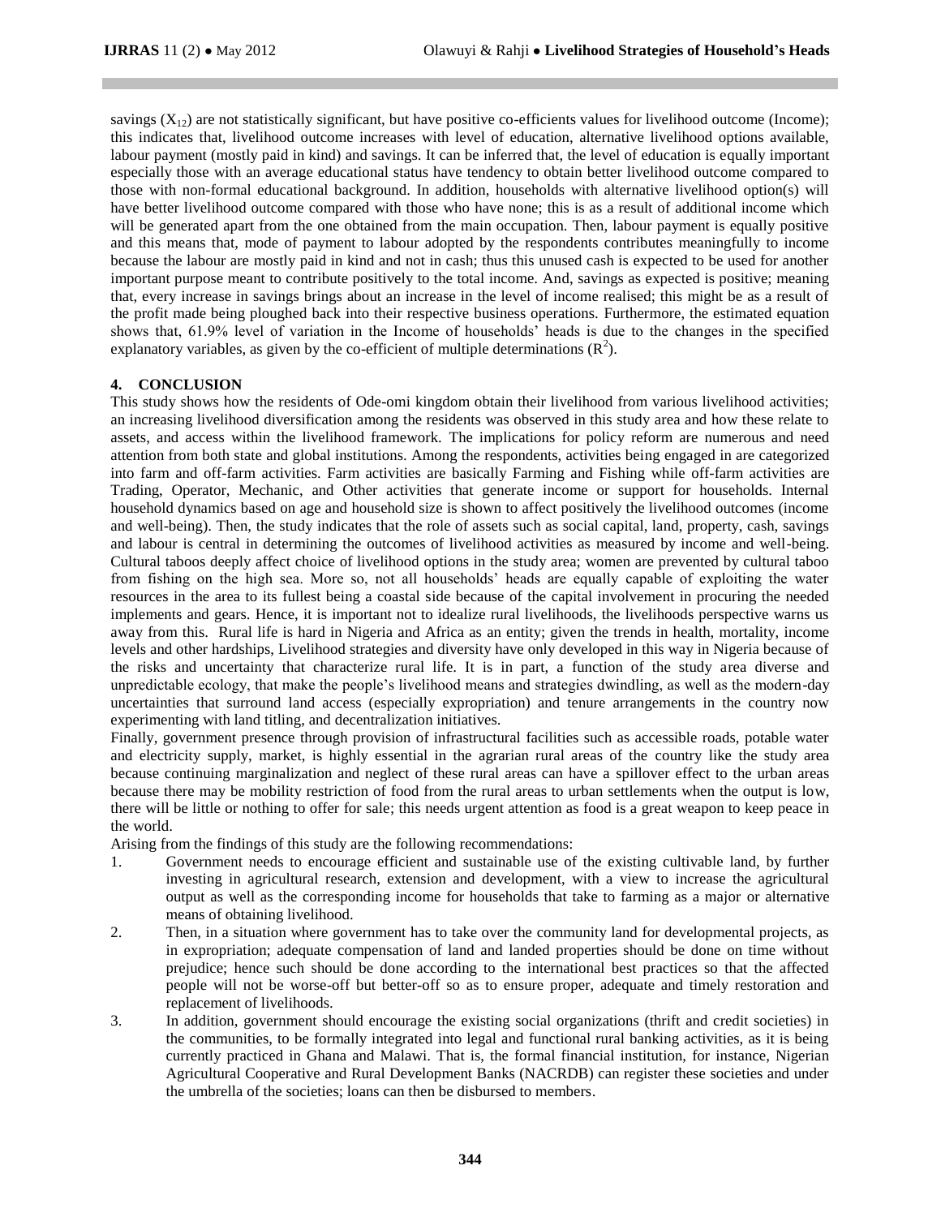savings ($X_{12}$) are not statistically significant, but have positive co-efficients values for livelihood outcome (Income); this indicates that, livelihood outcome increases with level of education, alternative livelihood options available, labour payment (mostly paid in kind) and savings. It can be inferred that, the level of education is equally important especially those with an average educational status have tendency to obtain better livelihood outcome compared to those with non-formal educational background. In addition, households with alternative livelihood option(s) will have better livelihood outcome compared with those who have none; this is as a result of additional income which will be generated apart from the one obtained from the main occupation. Then, labour payment is equally positive and this means that, mode of payment to labour adopted by the respondents contributes meaningfully to income because the labour are mostly paid in kind and not in cash; thus this unused cash is expected to be used for another important purpose meant to contribute positively to the total income. And, savings as expected is positive; meaning that, every increase in savings brings about an increase in the level of income realised; this might be as a result of the profit made being ploughed back into their respective business operations. Furthermore, the estimated equation shows that, 61.9% level of variation in the Income of households' heads is due to the changes in the specified explanatory variables, as given by the co-efficient of multiple determinations ($R^2$).

## 4. CONCLUSION

This study shows how the residents of Ode-omi kingdom obtain their livelihood from various livelihood activities; an increasing livelihood diversification among the residents was observed in this study area and how these relate to assets, and access within the livelihood framework. The implications for policy reform are numerous and need attention from both state and global institutions. Among the respondents, activities being engaged in are categorized into farm and off-farm activities. Farm activities are basically Farming and Fishing while off-farm activities are Trading, Operator, Mechanic, and Other activities that generate income or support for households. Internal household dynamics based on age and household size is shown to affect positively the livelihood outcomes (income and well-being). Then, the study indicates that the role of assets such as social capital, land, property, cash, savings and labour is central in determining the outcomes of livelihood activities as measured by income and well-being. Cultural taboos deeply affect choice of livelihood options in the study area; women are prevented by cultural taboo from fishing on the high sea. More so, not all households' heads are equally capable of exploiting the water resources in the area to its fullest being a coastal side because of the capital involvement in procuring the needed implements and gears. Hence, it is important not to idealize rural livelihoods, the livelihoods perspective warns us away from this. Rural life is hard in Nigeria and Africa as an entity; given the trends in health, mortality, income levels and other hardships, Livelihood strategies and diversity have only developed in this way in Nigeria because of the risks and uncertainty that characterize rural life. It is in part, a function of the study area diverse and unpredictable ecology, that make the people's livelihood means and strategies dwindling, as well as the modern-day uncertainties that surround land access (especially expropriation) and tenure arrangements in the country now experimenting with land titling, and decentralization initiatives.

Finally, government presence through provision of infrastructural facilities such as accessible roads, potable water and electricity supply, market, is highly essential in the agrarian rural areas of the country like the study area because continuing marginalization and neglect of these rural areas can have a spillover effect to the urban areas because there may be mobility restriction of food from the rural areas to urban settlements when the output is low, there will be little or nothing to offer for sale; this needs urgent attention as food is a great weapon to keep peace in the world.

Arising from the findings of this study are the following recommendations:

1. Government needs to encourage efficient and sustainable use of the existing cultivable land, by further investing in agricultural research, extension and development, with a view to increase the agricultural output as well as the corresponding income for households that take to farming as a major or alternative means of obtaining livelihood.
2. Then, in a situation where government has to take over the community land for developmental projects, as in expropriation; adequate compensation of land and landed properties should be done on time without prejudice; hence such should be done according to the international best practices so that the affected people will not be worse-off but better-off so as to ensure proper, adequate and timely restoration and replacement of livelihoods.
3. In addition, government should encourage the existing social organizations (thrift and credit societies) in the communities, to be formally integrated into legal and functional rural banking activities, as it is being currently practiced in Ghana and Malawi. That is, the formal financial institution, for instance, Nigerian Agricultural Cooperative and Rural Development Banks (NACRDB) can register these societies and under the umbrella of the societies; loans can then be disbursed to members.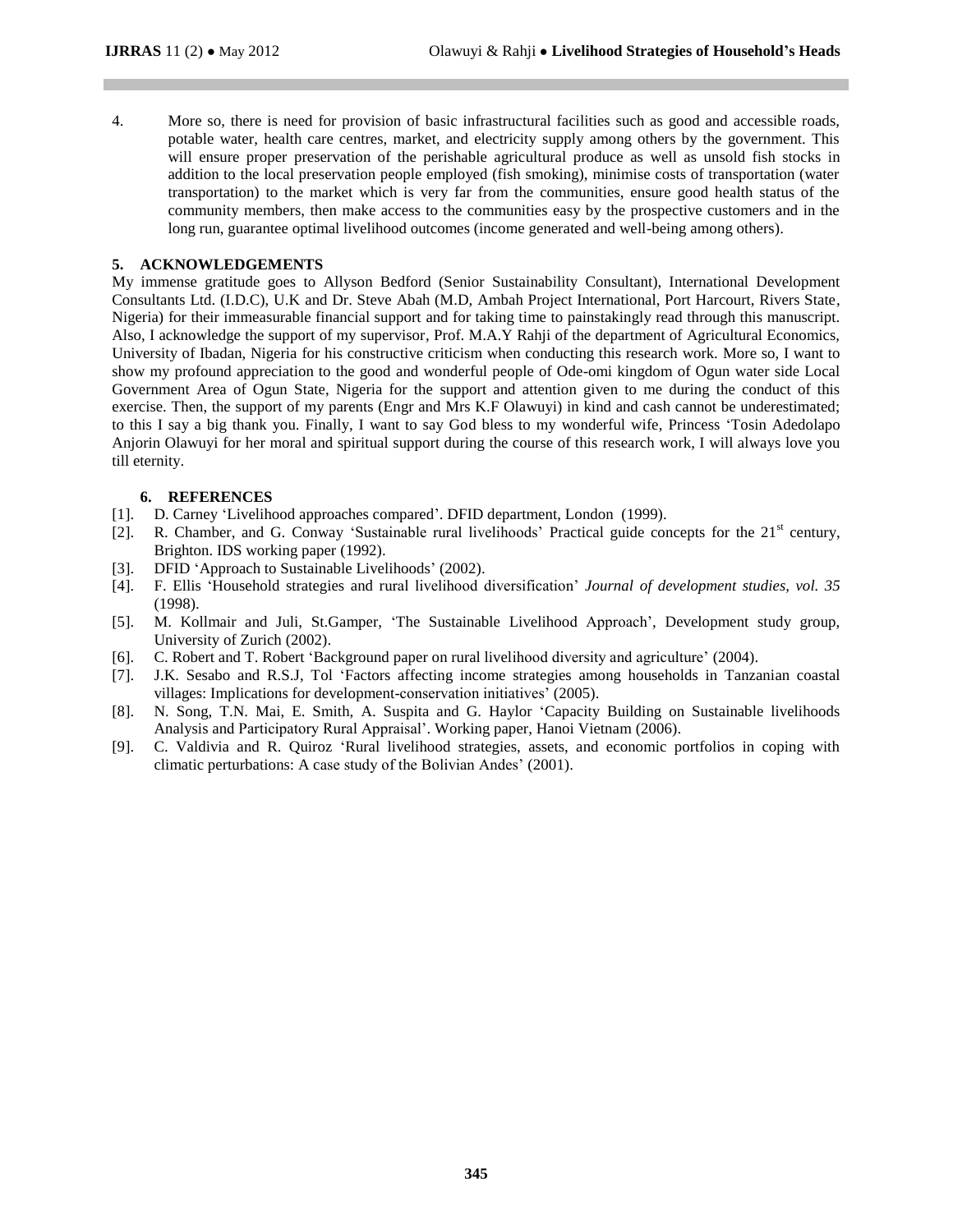4. More so, there is need for provision of basic infrastructural facilities such as good and accessible roads, potable water, health care centres, market, and electricity supply among others by the government. This will ensure proper preservation of the perishable agricultural produce as well as unsold fish stocks in addition to the local preservation people employed (fish smoking), minimise costs of transportation (water transportation) to the market which is very far from the communities, ensure good health status of the community members, then make access to the communities easy by the prospective customers and in the long run, guarantee optimal livelihood outcomes (income generated and well-being among others).

## 5. ACKNOWLEDGEMENTS

My immense gratitude goes to Allyson Bedford (Senior Sustainability Consultant), International Development Consultants Ltd. (I.D.C), U.K and Dr. Steve Abah (M.D, Ambah Project International, Port Harcourt, Rivers State, Nigeria) for their immeasurable financial support and for taking time to painstakingly read through this manuscript. Also, I acknowledge the support of my supervisor, Prof. M.A.Y Rahji of the department of Agricultural Economics, University of Ibadan, Nigeria for his constructive criticism when conducting this research work. More so, I want to show my profound appreciation to the good and wonderful people of Ode-omi kingdom of Ogun water side Local Government Area of Ogun State, Nigeria for the support and attention given to me during the conduct of this exercise. Then, the support of my parents (Engr and Mrs K.F Olawuyi) in kind and cash cannot be underestimated; to this I say a big thank you. Finally, I want to say God bless to my wonderful wife, Princess 'Tosin Adedolapo Anjorin Olawuyi for her moral and spiritual support during the course of this research work, I will always love you till eternity.

## 6. REFERENCES

[1]. D. Carney 'Livelihood approaches compared'. DFID department, London (1999).

[2]. R. Chamber, and G. Conway 'Sustainable rural livelihoods' Practical guide concepts for the 21st century, Brighton. IDS working paper (1992).

[3]. DFID 'Approach to Sustainable Livelihoods' (2002).

[4]. F. Ellis 'Household strategies and rural livelihood diversification' *Journal of development studies, vol. 35* (1998).

[5]. M. Kollmair and Juli, St.Gamper, 'The Sustainable Livelihood Approach', Development study group, University of Zurich (2002).

[6]. C. Robert and T. Robert 'Background paper on rural livelihood diversity and agriculture' (2004).

[7]. J.K. Sesabo and R.S.J, Tol 'Factors affecting income strategies among households in Tanzanian coastal villages: Implications for development-conservation initiatives' (2005).

[8]. N. Song, T.N. Mai, E. Smith, A. Suspita and G. Haylor 'Capacity Building on Sustainable livelihoods Analysis and Participatory Rural Appraisal'. Working paper, Hanoi Vietnam (2006).

[9]. C. Valdivia and R. Quiroz 'Rural livelihood strategies, assets, and economic portfolios in coping with climatic perturbations: A case study of the Bolivian Andes' (2001).